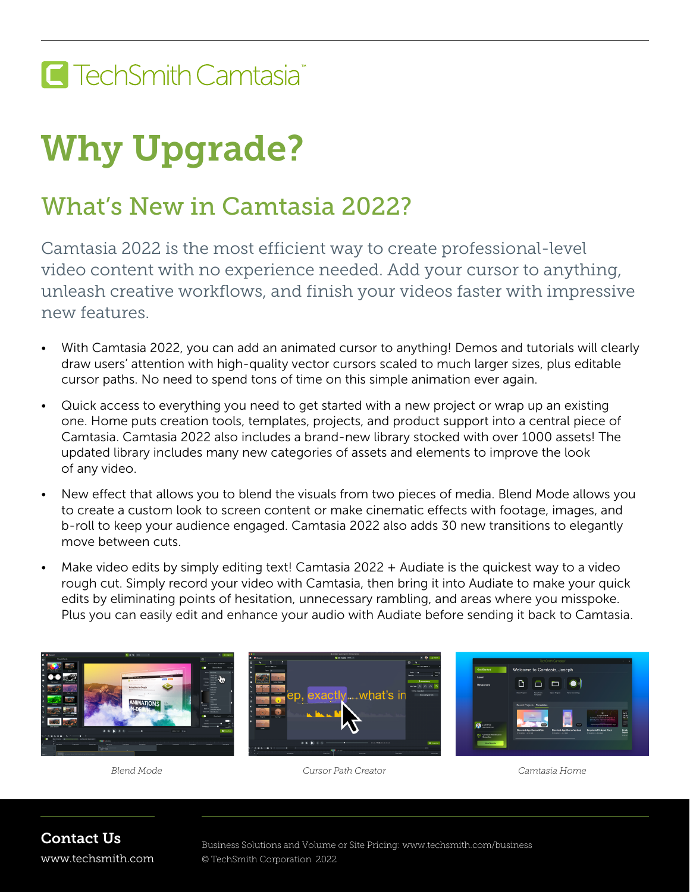TechSmith Camtasia™

# Why Upgrade?

## What's New in Camtasia 2022?

Camtasia 2022 is the most efficient way to create professional-level video content with no experience needed. Add your cursor to anything, unleash creative workflows, and finish your videos faster with impressive new features.

- With Camtasia 2022, you can add an animated cursor to anything! Demos and tutorials will clearly draw users' attention with high-quality vector cursors scaled to much larger sizes, plus editable cursor paths. No need to spend tons of time on this simple animation ever again.
- Quick access to everything you need to get started with a new project or wrap up an existing one. Home puts creation tools, templates, projects, and product support into a central piece of Camtasia. Camtasia 2022 also includes a brand-new library stocked with over 1000 assets! The updated library includes many new categories of assets and elements to improve the look of any video.
- New effect that allows you to blend the visuals from two pieces of media. Blend Mode allows you to create a custom look to screen content or make cinematic effects with footage, images, and b-roll to keep your audience engaged. Camtasia 2022 also adds 30 new transitions to elegantly move between cuts.
- Make video edits by simply editing text! Camtasia 2022 + Audiate is the quickest way to a video rough cut. Simply record your video with Camtasia, then bring it into Audiate to make your quick edits by eliminating points of hesitation, unnecessary rambling, and areas where you misspoke. Plus you can easily edit and enhance your audio with Audiate before sending it back to Camtasia.

*Blend Mode*

*Cursor Path Creator*

*Camtasia Home*

**Contact Us**

www.techsmith.com

Business Solutions and Volume or Site Pricing: www.techsmith.com/business

© TechSmith Corporation 2022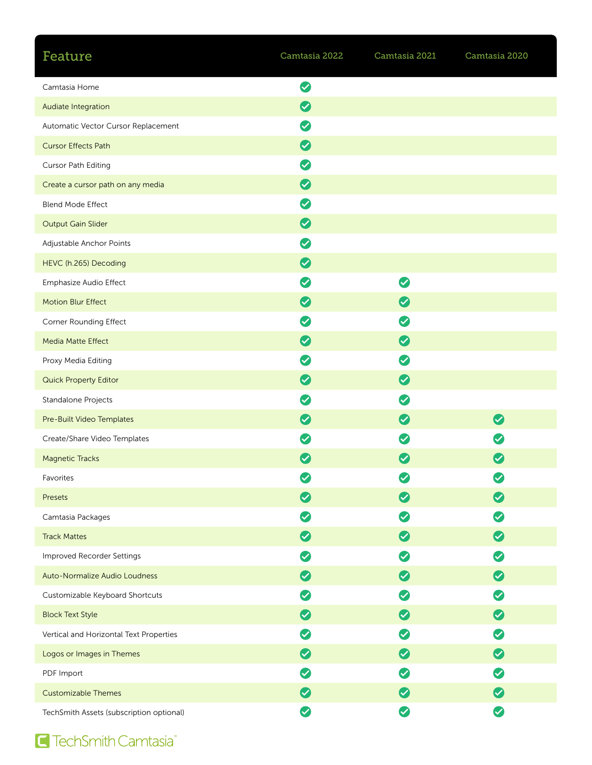| Feature | Camtasia 2022 | Camtasia 2021 | Camtasia 2020 |
|---|---|---|---|
| Camtasia Home | ✓ | | |
| Audiate Integration | ✓ | | |
| Automatic Vector Cursor Replacement | ✓ | | |
| Cursor Effects Path | ✓ | | |
| Cursor Path Editing | ✓ | | |
| Create a cursor path on any media | ✓ | | |
| Blend Mode Effect | ✓ | | |
| Output Gain Slider | ✓ | | |
| Adjustable Anchor Points | ✓ | | |
| HEVC (h.265) Decoding | ✓ | | |
| Emphasize Audio Effect | ✓ | ✓ | |
| Motion Blur Effect | ✓ | ✓ | |
| Corner Rounding Effect | ✓ | ✓ | |
| Media Matte Effect | ✓ | ✓ | |
| Proxy Media Editing | ✓ | ✓ | |
| Quick Property Editor | ✓ | ✓ | |
| Standalone Projects | ✓ | ✓ | |
| Pre-Built Video Templates | ✓ | ✓ | ✓ |
| Create/Share Video Templates | ✓ | ✓ | ✓ |
| Magnetic Tracks | ✓ | ✓ | ✓ |
| Favorites | ✓ | ✓ | ✓ |
| Presets | ✓ | ✓ | ✓ |
| Camtasia Packages | ✓ | ✓ | ✓ |
| Track Mattes | ✓ | ✓ | ✓ |
| Improved Recorder Settings | ✓ | ✓ | ✓ |
| Auto-Normalize Audio Loudness | ✓ | ✓ | ✓ |
| Customizable Keyboard Shortcuts | ✓ | ✓ | ✓ |
| Block Text Style | ✓ | ✓ | ✓ |
| Vertical and Horizontal Text Properties | ✓ | ✓ | ✓ |
| Logos or Images in Themes | ✓ | ✓ | ✓ |
| PDF Import | ✓ | ✓ | ✓ |
| Customizable Themes | ✓ | ✓ | ✓ |
| TechSmith Assets (subscription optional) | ✓ | ✓ | ✓ |

TechSmith Camtasia™